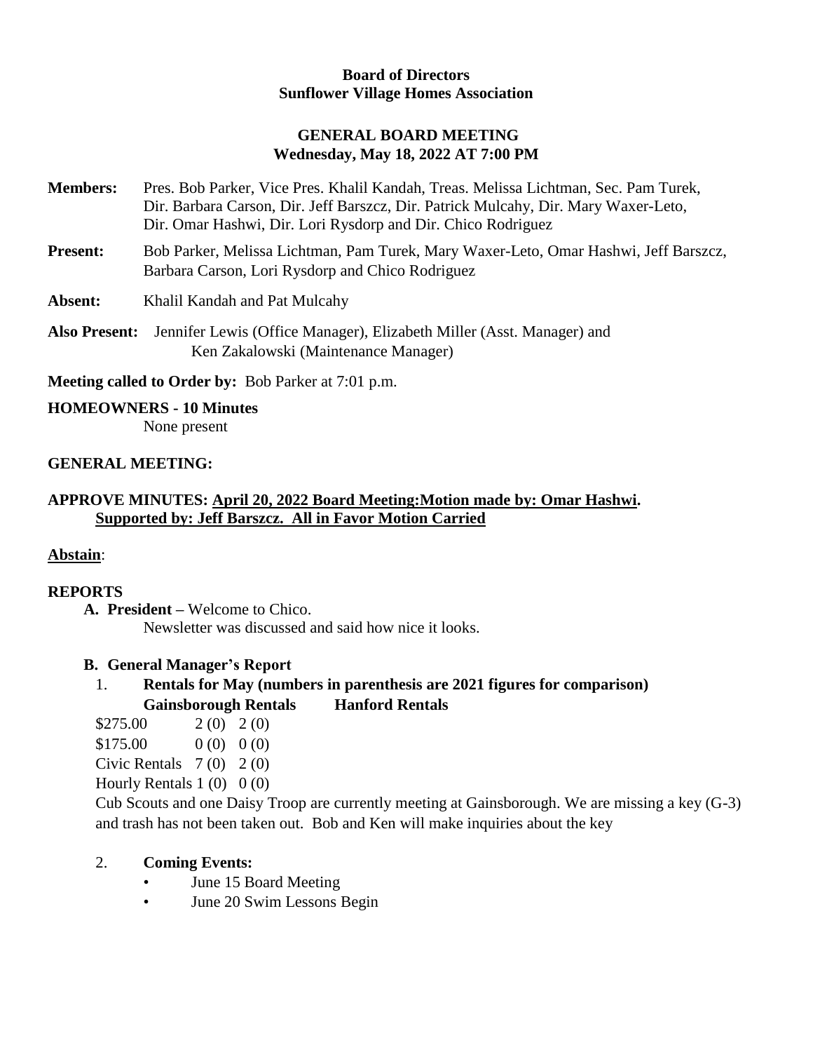**Board of Directors**
**Sunflower Village Homes Association**

**GENERAL BOARD MEETING**
**Wednesday, May 18, 2022 AT 7:00 PM**

**Members:** Pres. Bob Parker, Vice Pres. Khalil Kandah, Treas. Melissa Lichtman, Sec. Pam Turek, Dir. Barbara Carson, Dir. Jeff Barszcz, Dir. Patrick Mulcahy, Dir. Mary Waxer-Leto, Dir. Omar Hashwi, Dir. Lori Rysdorp and Dir. Chico Rodriguez

**Present:** Bob Parker, Melissa Lichtman, Pam Turek, Mary Waxer-Leto, Omar Hashwi, Jeff Barszcz, Barbara Carson, Lori Rysdorp and Chico Rodriguez

**Absent:** Khalil Kandah and Pat Mulcahy

**Also Present:** Jennifer Lewis (Office Manager), Elizabeth Miller (Asst. Manager) and Ken Zakalowski (Maintenance Manager)

**Meeting called to Order by:** Bob Parker at 7:01 p.m.

**HOMEOWNERS - 10 Minutes**
None present

**GENERAL MEETING:**

**APPROVE MINUTES: April 20, 2022 Board Meeting:Motion made by: Omar Hashwi. Supported by: Jeff Barszcz. All in Favor Motion Carried**

**Abstain**:

**REPORTS**

**A. President –** Welcome to Chico.
Newsletter was discussed and said how nice it looks.

**B. General Manager's Report**

1. **Rentals for May (numbers in parenthesis are 2021 figures for comparison)**

| | Gainsborough Rentals | Hanford Rentals |
|---|---|---|
| $275.00 | 2 (0) | 2 (0) |
| $175.00 | 0 (0) | 0 (0) |
| Civic Rentals | 7 (0) | 2 (0) |
| Hourly Rentals | 1 (0) | 0 (0) |

Cub Scouts and one Daisy Troop are currently meeting at Gainsborough. We are missing a key (G-3) and trash has not been taken out. Bob and Ken will make inquiries about the key

2. **Coming Events:**
   - June 15 Board Meeting
   - June 20 Swim Lessons Begin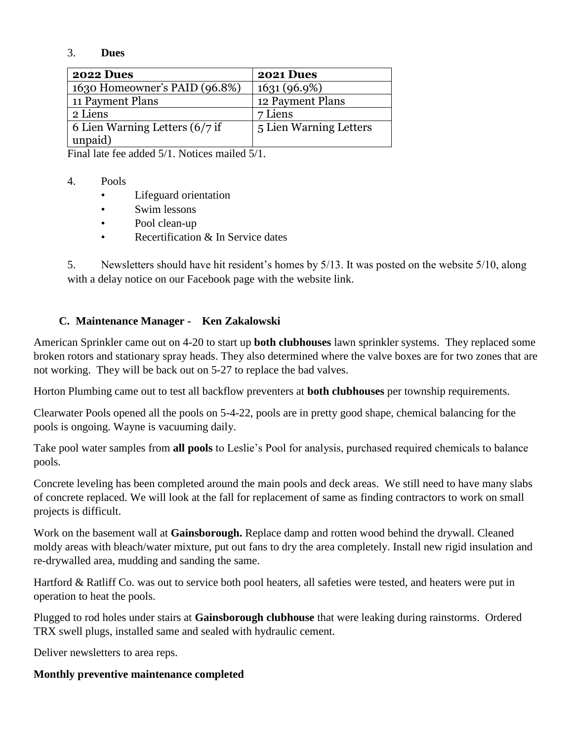3. **Dues**

| **2022 Dues** | **2021 Dues** |
|---|---|
| 1630 Homeowner's PAID (96.8%) | 1631 (96.9%) |
| 11 Payment Plans | 12 Payment Plans |
| 2 Liens | 7 Liens |
| 6 Lien Warning Letters (6/7 if unpaid) | 5 Lien Warning Letters |

Final late fee added 5/1. Notices mailed 5/1.

4. Pools
   - Lifeguard orientation
   - Swim lessons
   - Pool clean-up
   - Recertification & In Service dates

5. Newsletters should have hit resident's homes by 5/13. It was posted on the website 5/10, along with a delay notice on our Facebook page with the website link.

## C. Maintenance Manager - Ken Zakalowski

American Sprinkler came out on 4-20 to start up **both clubhouses** lawn sprinkler systems. They replaced some broken rotors and stationary spray heads. They also determined where the valve boxes are for two zones that are not working. They will be back out on 5-27 to replace the bad valves.

Horton Plumbing came out to test all backflow preventers at **both clubhouses** per township requirements.

Clearwater Pools opened all the pools on 5-4-22, pools are in pretty good shape, chemical balancing for the pools is ongoing. Wayne is vacuuming daily.

Take pool water samples from **all pools** to Leslie's Pool for analysis, purchased required chemicals to balance pools.

Concrete leveling has been completed around the main pools and deck areas. We still need to have many slabs of concrete replaced. We will look at the fall for replacement of same as finding contractors to work on small projects is difficult.

Work on the basement wall at **Gainsborough.** Replace damp and rotten wood behind the drywall. Cleaned moldy areas with bleach/water mixture, put out fans to dry the area completely. Install new rigid insulation and re-drywalled area, mudding and sanding the same.

Hartford & Ratliff Co. was out to service both pool heaters, all safeties were tested, and heaters were put in operation to heat the pools.

Plugged to rod holes under stairs at **Gainsborough clubhouse** that were leaking during rainstorms. Ordered TRX swell plugs, installed same and sealed with hydraulic cement.

Deliver newsletters to area reps.

**Monthly preventive maintenance completed**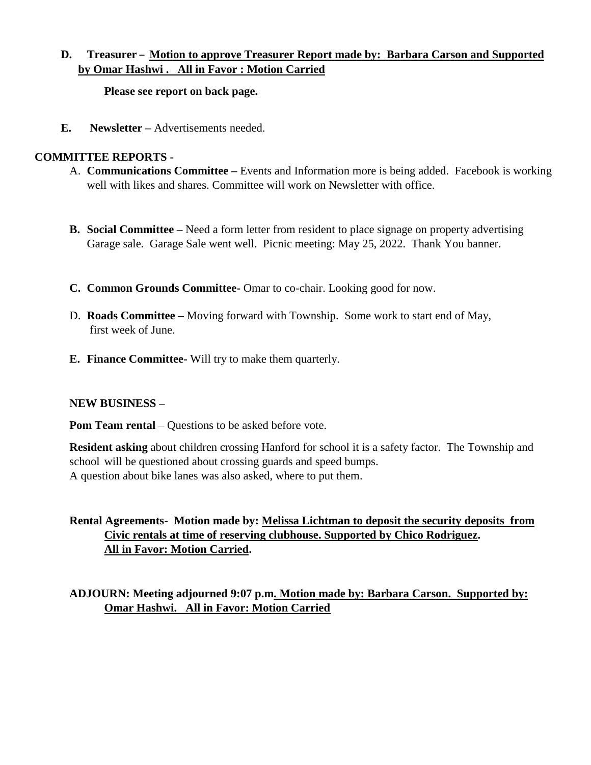**D. Treasurer – Motion to approve Treasurer Report made by: Barbara Carson and Supported by Omar Hashwi . All in Favor : Motion Carried**

**Please see report on back page.**

**E. Newsletter –** Advertisements needed.

## COMMITTEE REPORTS -

A. **Communications Committee –** Events and Information more is being added. Facebook is working well with likes and shares. Committee will work on Newsletter with office.

**B. Social Committee –** Need a form letter from resident to place signage on property advertising Garage sale. Garage Sale went well. Picnic meeting: May 25, 2022. Thank You banner.

**C. Common Grounds Committee-** Omar to co-chair. Looking good for now.

D. **Roads Committee –** Moving forward with Township. Some work to start end of May, first week of June.

**E. Finance Committee-** Will try to make them quarterly.

**NEW BUSINESS –**

**Pom Team rental** – Questions to be asked before vote.

**Resident asking** about children crossing Hanford for school it is a safety factor. The Township and school will be questioned about crossing guards and speed bumps.
A question about bike lanes was also asked, where to put them.

**Rental Agreements- Motion made by: Melissa Lichtman to deposit the security deposits from Civic rentals at time of reserving clubhouse. Supported by Chico Rodriguez. All in Favor: Motion Carried.**

**ADJOURN: Meeting adjourned 9:07 p.m. Motion made by: Barbara Carson. Supported by: Omar Hashwi. All in Favor: Motion Carried**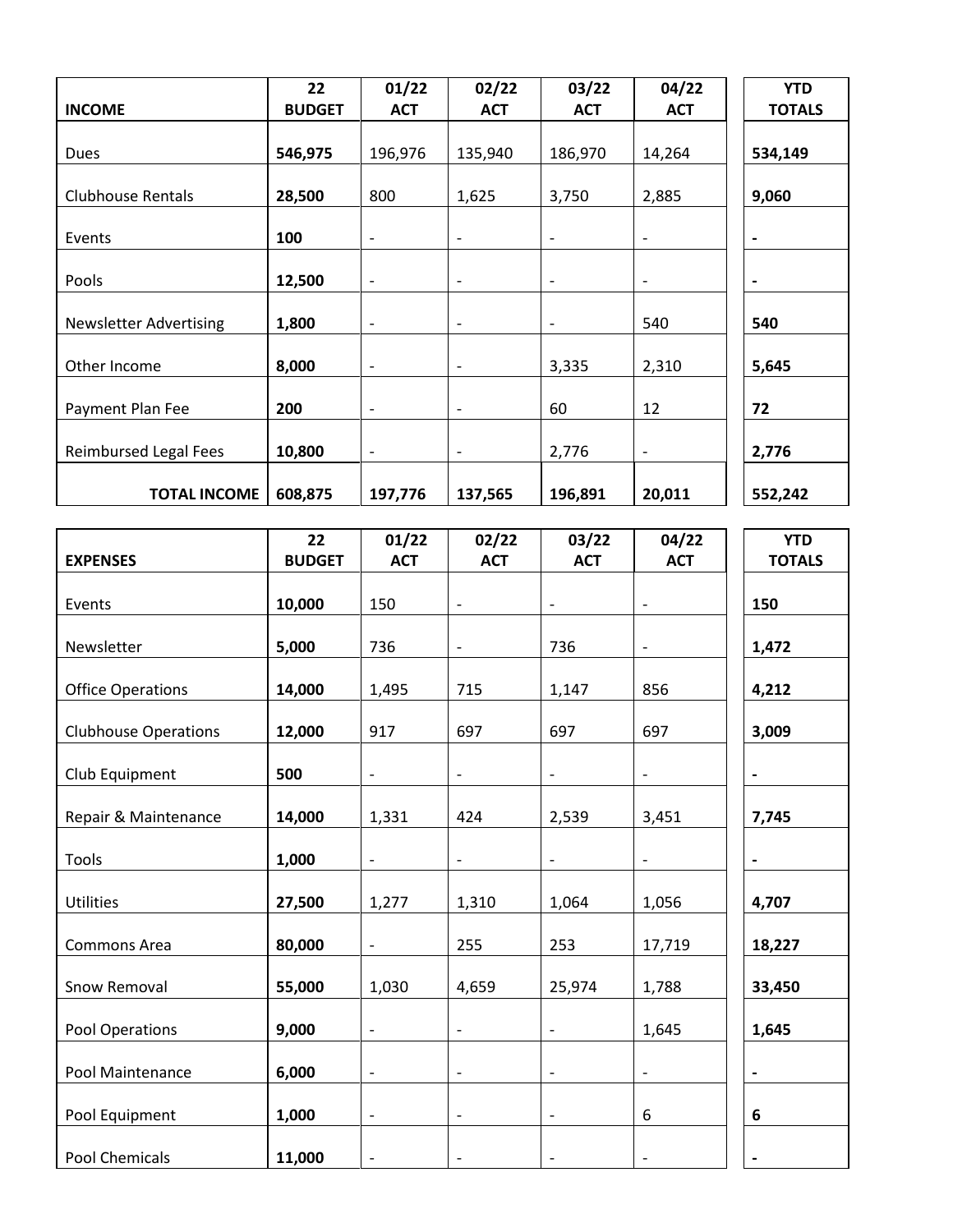| INCOME | 22 BUDGET | 01/22 ACT | 02/22 ACT | 03/22 ACT | 04/22 ACT | YTD TOTALS |
|---|---|---|---|---|---|---|
| Dues | **546,975** | 196,976 | 135,940 | 186,970 | 14,264 | **534,149** |
| Clubhouse Rentals | **28,500** | 800 | 1,625 | 3,750 | 2,885 | **9,060** |
| Events | **100** | - | - | - | - | **-** |
| Pools | **12,500** | - | - | - | - | **-** |
| Newsletter Advertising | **1,800** | - | - | - | 540 | **540** |
| Other Income | **8,000** | - | - | 3,335 | 2,310 | **5,645** |
| Payment Plan Fee | **200** | - | - | 60 | 12 | **72** |
| Reimbursed Legal Fees | **10,800** | - | - | 2,776 | - | **2,776** |
| **TOTAL INCOME** | **608,875** | **197,776** | **137,565** | **196,891** | **20,011** | **552,242** |

| EXPENSES | 22 BUDGET | 01/22 ACT | 02/22 ACT | 03/22 ACT | 04/22 ACT | YTD TOTALS |
|---|---|---|---|---|---|---|
| Events | **10,000** | 150 | - | - | - | **150** |
| Newsletter | **5,000** | 736 | - | 736 | - | **1,472** |
| Office Operations | **14,000** | 1,495 | 715 | 1,147 | 856 | **4,212** |
| Clubhouse Operations | **12,000** | 917 | 697 | 697 | 697 | **3,009** |
| Club Equipment | **500** | - | - | - | - | **-** |
| Repair & Maintenance | **14,000** | 1,331 | 424 | 2,539 | 3,451 | **7,745** |
| Tools | **1,000** | - | - | - | - | **-** |
| Utilities | **27,500** | 1,277 | 1,310 | 1,064 | 1,056 | **4,707** |
| Commons Area | **80,000** | - | 255 | 253 | 17,719 | **18,227** |
| Snow Removal | **55,000** | 1,030 | 4,659 | 25,974 | 1,788 | **33,450** |
| Pool Operations | **9,000** | - | - | - | 1,645 | **1,645** |
| Pool Maintenance | **6,000** | - | - | - | - | **-** |
| Pool Equipment | **1,000** | - | - | - | 6 | **6** |
| Pool Chemicals | **11,000** | - | - | - | - | **-** |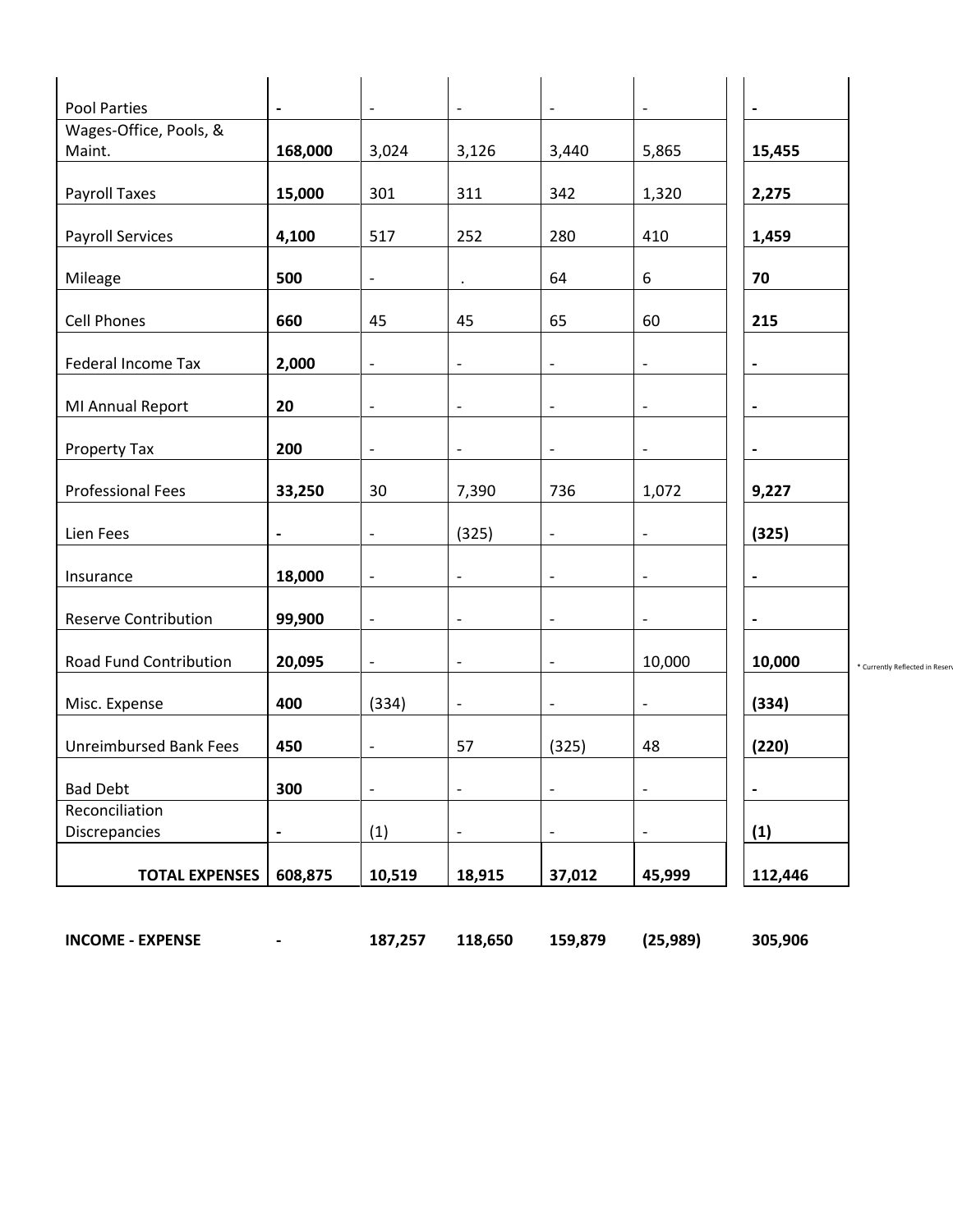| | | | | | | |
|---|---|---|---|---|---|---|
| Pool Parties | **-** | - | - | - | - | **-** |
| Wages-Office, Pools, & Maint. | **168,000** | 3,024 | 3,126 | 3,440 | 5,865 | **15,455** |
| Payroll Taxes | **15,000** | 301 | 311 | 342 | 1,320 | **2,275** |
| Payroll Services | **4,100** | 517 | 252 | 280 | 410 | **1,459** |
| Mileage | **500** | - | . | 64 | 6 | **70** |
| Cell Phones | **660** | 45 | 45 | 65 | 60 | **215** |
| Federal Income Tax | **2,000** | - | - | - | - | **-** |
| MI Annual Report | **20** | - | - | - | - | **-** |
| Property Tax | **200** | - | - | - | - | **-** |
| Professional Fees | **33,250** | 30 | 7,390 | 736 | 1,072 | **9,227** |
| Lien Fees | **-** | - | (325) | - | - | **(325)** |
| Insurance | **18,000** | - | - | - | - | **-** |
| Reserve Contribution | **99,900** | - | - | - | - | **-** |
| Road Fund Contribution | **20,095** | - | - | - | 10,000 | **10,000** |
| Misc. Expense | **400** | (334) | - | - | - | **(334)** |
| Unreimbursed Bank Fees | **450** | - | 57 | (325) | 48 | **(220)** |
| Bad Debt | **300** | - | - | - | - | **-** |
| Reconciliation Discrepancies | **-** | (1) | - | - | - | **(1)** |
| **TOTAL EXPENSES** | **608,875** | **10,519** | **18,915** | **37,012** | **45,999** | **112,446** |
| | | | | | | |
| **INCOME - EXPENSE** | **-** | **187,257** | **118,650** | **159,879** | **(25,989)** | **305,906** |

* Currently Reflected in Reserv